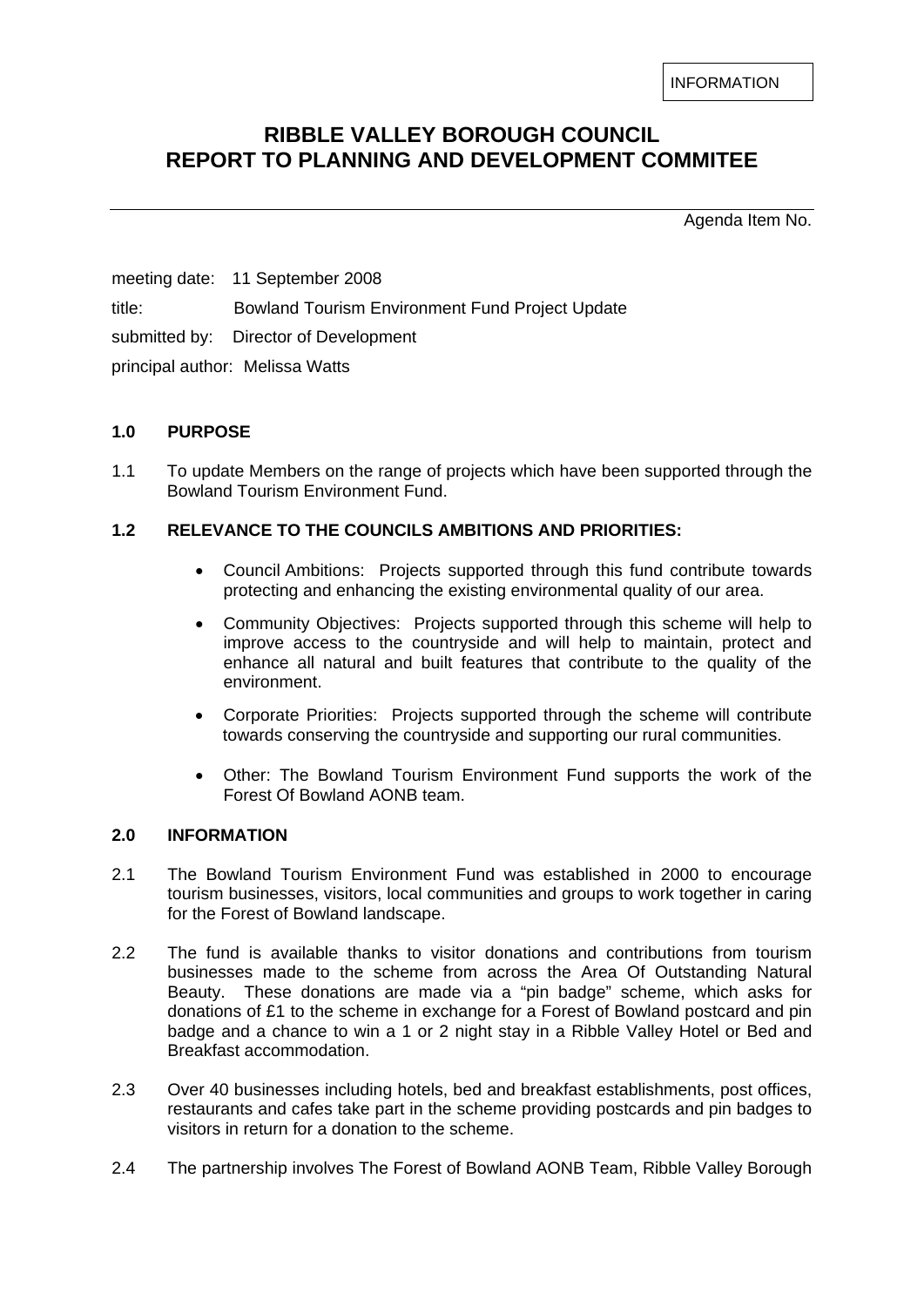INFORMATION

# RIBBLE VALLEY BOROUGH COUNCIL
# REPORT TO PLANNING AND DEVELOPMENT COMMITEE

Agenda Item No.

meeting date: 11 September 2008

title: Bowland Tourism Environment Fund Project Update

submitted by: Director of Development

principal author: Melissa Watts

## 1.0 PURPOSE

1.1 To update Members on the range of projects which have been supported through the Bowland Tourism Environment Fund.

## 1.2 RELEVANCE TO THE COUNCILS AMBITIONS AND PRIORITIES:

- Council Ambitions: Projects supported through this fund contribute towards protecting and enhancing the existing environmental quality of our area.
- Community Objectives: Projects supported through this scheme will help to improve access to the countryside and will help to maintain, protect and enhance all natural and built features that contribute to the quality of the environment.
- Corporate Priorities: Projects supported through the scheme will contribute towards conserving the countryside and supporting our rural communities.
- Other: The Bowland Tourism Environment Fund supports the work of the Forest Of Bowland AONB team.

## 2.0 INFORMATION

2.1 The Bowland Tourism Environment Fund was established in 2000 to encourage tourism businesses, visitors, local communities and groups to work together in caring for the Forest of Bowland landscape.

2.2 The fund is available thanks to visitor donations and contributions from tourism businesses made to the scheme from across the Area Of Outstanding Natural Beauty. These donations are made via a "pin badge" scheme, which asks for donations of £1 to the scheme in exchange for a Forest of Bowland postcard and pin badge and a chance to win a 1 or 2 night stay in a Ribble Valley Hotel or Bed and Breakfast accommodation.

2.3 Over 40 businesses including hotels, bed and breakfast establishments, post offices, restaurants and cafes take part in the scheme providing postcards and pin badges to visitors in return for a donation to the scheme.

2.4 The partnership involves The Forest of Bowland AONB Team, Ribble Valley Borough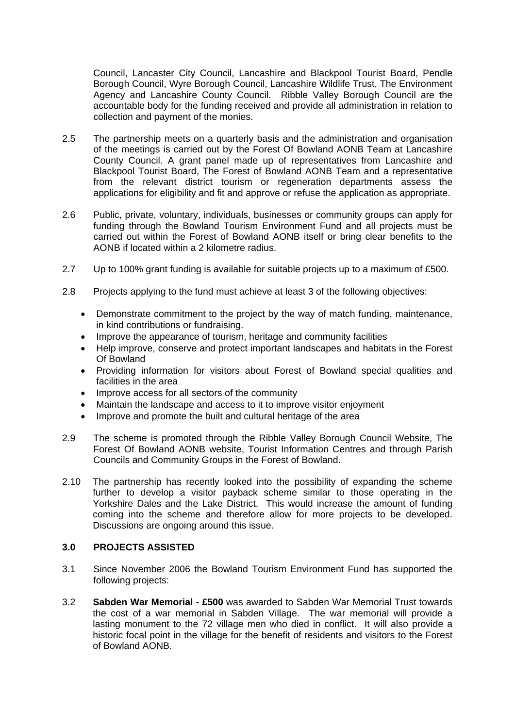Council, Lancaster City Council, Lancashire and Blackpool Tourist Board, Pendle Borough Council, Wyre Borough Council, Lancashire Wildlife Trust, The Environment Agency and Lancashire County Council. Ribble Valley Borough Council are the accountable body for the funding received and provide all administration in relation to collection and payment of the monies.

2.5 The partnership meets on a quarterly basis and the administration and organisation of the meetings is carried out by the Forest Of Bowland AONB Team at Lancashire County Council. A grant panel made up of representatives from Lancashire and Blackpool Tourist Board, The Forest of Bowland AONB Team and a representative from the relevant district tourism or regeneration departments assess the applications for eligibility and fit and approve or refuse the application as appropriate.

2.6 Public, private, voluntary, individuals, businesses or community groups can apply for funding through the Bowland Tourism Environment Fund and all projects must be carried out within the Forest of Bowland AONB itself or bring clear benefits to the AONB if located within a 2 kilometre radius.

2.7 Up to 100% grant funding is available for suitable projects up to a maximum of £500.

2.8 Projects applying to the fund must achieve at least 3 of the following objectives:

- Demonstrate commitment to the project by the way of match funding, maintenance, in kind contributions or fundraising.
- Improve the appearance of tourism, heritage and community facilities
- Help improve, conserve and protect important landscapes and habitats in the Forest Of Bowland
- Providing information for visitors about Forest of Bowland special qualities and facilities in the area
- Improve access for all sectors of the community
- Maintain the landscape and access to it to improve visitor enjoyment
- Improve and promote the built and cultural heritage of the area

2.9 The scheme is promoted through the Ribble Valley Borough Council Website, The Forest Of Bowland AONB website, Tourist Information Centres and through Parish Councils and Community Groups in the Forest of Bowland.

2.10 The partnership has recently looked into the possibility of expanding the scheme further to develop a visitor payback scheme similar to those operating in the Yorkshire Dales and the Lake District. This would increase the amount of funding coming into the scheme and therefore allow for more projects to be developed. Discussions are ongoing around this issue.

### 3.0 PROJECTS ASSISTED

3.1 Since November 2006 the Bowland Tourism Environment Fund has supported the following projects:

3.2 **Sabden War Memorial - £500** was awarded to Sabden War Memorial Trust towards the cost of a war memorial in Sabden Village. The war memorial will provide a lasting monument to the 72 village men who died in conflict. It will also provide a historic focal point in the village for the benefit of residents and visitors to the Forest of Bowland AONB.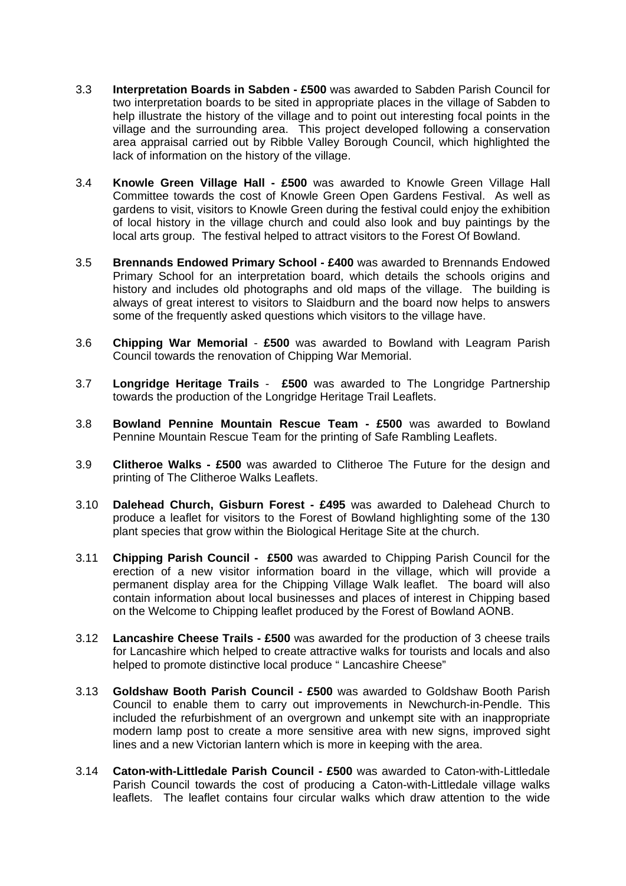3.3 **Interpretation Boards in Sabden - £500** was awarded to Sabden Parish Council for two interpretation boards to be sited in appropriate places in the village of Sabden to help illustrate the history of the village and to point out interesting focal points in the village and the surrounding area. This project developed following a conservation area appraisal carried out by Ribble Valley Borough Council, which highlighted the lack of information on the history of the village.

3.4 **Knowle Green Village Hall - £500** was awarded to Knowle Green Village Hall Committee towards the cost of Knowle Green Open Gardens Festival. As well as gardens to visit, visitors to Knowle Green during the festival could enjoy the exhibition of local history in the village church and could also look and buy paintings by the local arts group. The festival helped to attract visitors to the Forest Of Bowland.

3.5 **Brennands Endowed Primary School - £400** was awarded to Brennands Endowed Primary School for an interpretation board, which details the schools origins and history and includes old photographs and old maps of the village. The building is always of great interest to visitors to Slaidburn and the board now helps to answers some of the frequently asked questions which visitors to the village have.

3.6 **Chipping War Memorial** - **£500** was awarded to Bowland with Leagram Parish Council towards the renovation of Chipping War Memorial.

3.7 **Longridge Heritage Trails** - **£500** was awarded to The Longridge Partnership towards the production of the Longridge Heritage Trail Leaflets.

3.8 **Bowland Pennine Mountain Rescue Team - £500** was awarded to Bowland Pennine Mountain Rescue Team for the printing of Safe Rambling Leaflets.

3.9 **Clitheroe Walks - £500** was awarded to Clitheroe The Future for the design and printing of The Clitheroe Walks Leaflets.

3.10 **Dalehead Church, Gisburn Forest - £495** was awarded to Dalehead Church to produce a leaflet for visitors to the Forest of Bowland highlighting some of the 130 plant species that grow within the Biological Heritage Site at the church.

3.11 **Chipping Parish Council - £500** was awarded to Chipping Parish Council for the erection of a new visitor information board in the village, which will provide a permanent display area for the Chipping Village Walk leaflet. The board will also contain information about local businesses and places of interest in Chipping based on the Welcome to Chipping leaflet produced by the Forest of Bowland AONB.

3.12 **Lancashire Cheese Trails - £500** was awarded for the production of 3 cheese trails for Lancashire which helped to create attractive walks for tourists and locals and also helped to promote distinctive local produce " Lancashire Cheese"

3.13 **Goldshaw Booth Parish Council - £500** was awarded to Goldshaw Booth Parish Council to enable them to carry out improvements in Newchurch-in-Pendle. This included the refurbishment of an overgrown and unkempt site with an inappropriate modern lamp post to create a more sensitive area with new signs, improved sight lines and a new Victorian lantern which is more in keeping with the area.

3.14 **Caton-with-Littledale Parish Council - £500** was awarded to Caton-with-Littledale Parish Council towards the cost of producing a Caton-with-Littledale village walks leaflets. The leaflet contains four circular walks which draw attention to the wide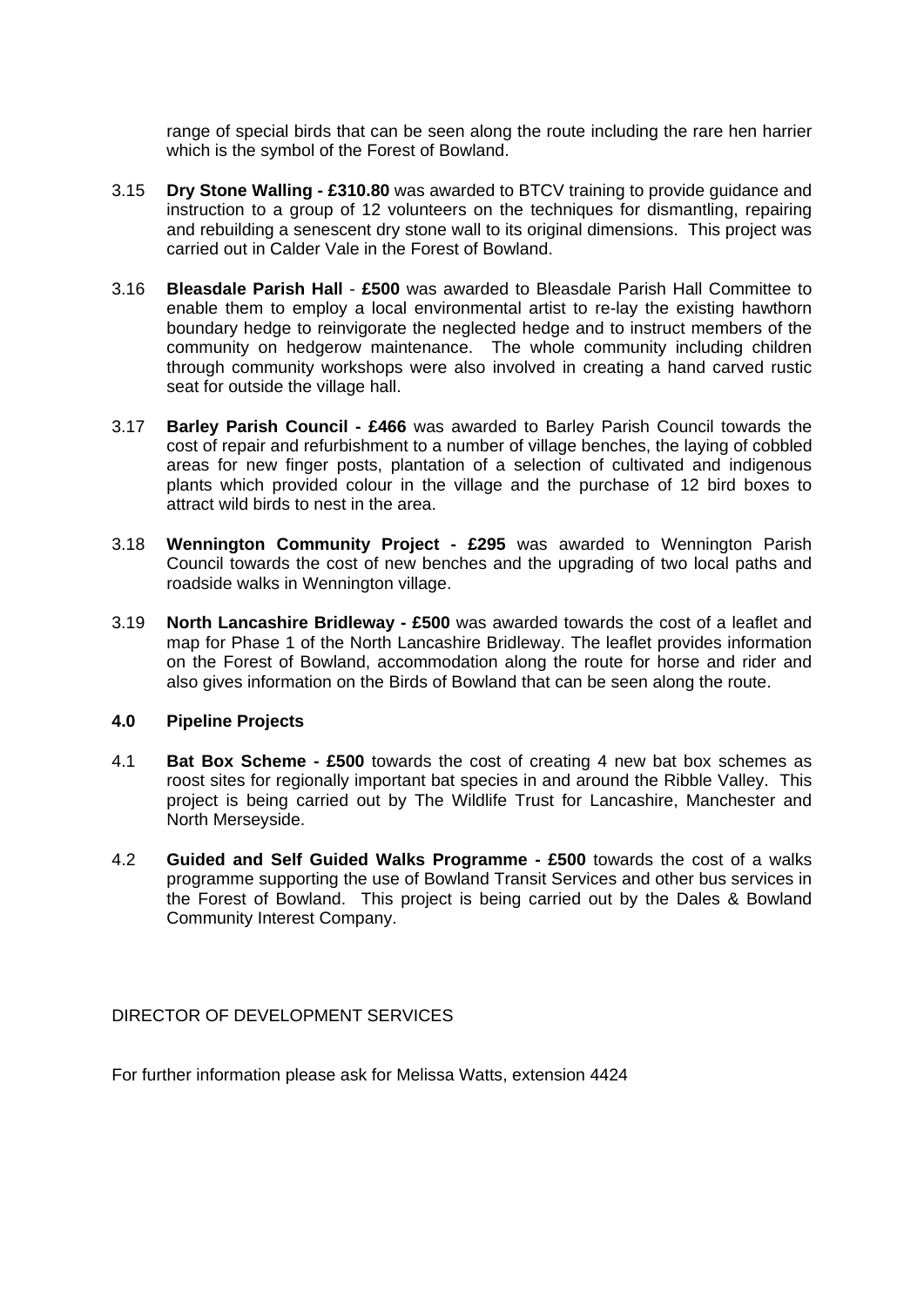range of special birds that can be seen along the route including the rare hen harrier which is the symbol of the Forest of Bowland.

3.15 **Dry Stone Walling - £310.80** was awarded to BTCV training to provide guidance and instruction to a group of 12 volunteers on the techniques for dismantling, repairing and rebuilding a senescent dry stone wall to its original dimensions. This project was carried out in Calder Vale in the Forest of Bowland.

3.16 **Bleasdale Parish Hall** - **£500** was awarded to Bleasdale Parish Hall Committee to enable them to employ a local environmental artist to re-lay the existing hawthorn boundary hedge to reinvigorate the neglected hedge and to instruct members of the community on hedgerow maintenance. The whole community including children through community workshops were also involved in creating a hand carved rustic seat for outside the village hall.

3.17 **Barley Parish Council - £466** was awarded to Barley Parish Council towards the cost of repair and refurbishment to a number of village benches, the laying of cobbled areas for new finger posts, plantation of a selection of cultivated and indigenous plants which provided colour in the village and the purchase of 12 bird boxes to attract wild birds to nest in the area.

3.18 **Wennington Community Project - £295** was awarded to Wennington Parish Council towards the cost of new benches and the upgrading of two local paths and roadside walks in Wennington village.

3.19 **North Lancashire Bridleway - £500** was awarded towards the cost of a leaflet and map for Phase 1 of the North Lancashire Bridleway. The leaflet provides information on the Forest of Bowland, accommodation along the route for horse and rider and also gives information on the Birds of Bowland that can be seen along the route.

## 4.0 Pipeline Projects

4.1 **Bat Box Scheme - £500** towards the cost of creating 4 new bat box schemes as roost sites for regionally important bat species in and around the Ribble Valley. This project is being carried out by The Wildlife Trust for Lancashire, Manchester and North Merseyside.

4.2 **Guided and Self Guided Walks Programme - £500** towards the cost of a walks programme supporting the use of Bowland Transit Services and other bus services in the Forest of Bowland. This project is being carried out by the Dales & Bowland Community Interest Company.

DIRECTOR OF DEVELOPMENT SERVICES

For further information please ask for Melissa Watts, extension 4424